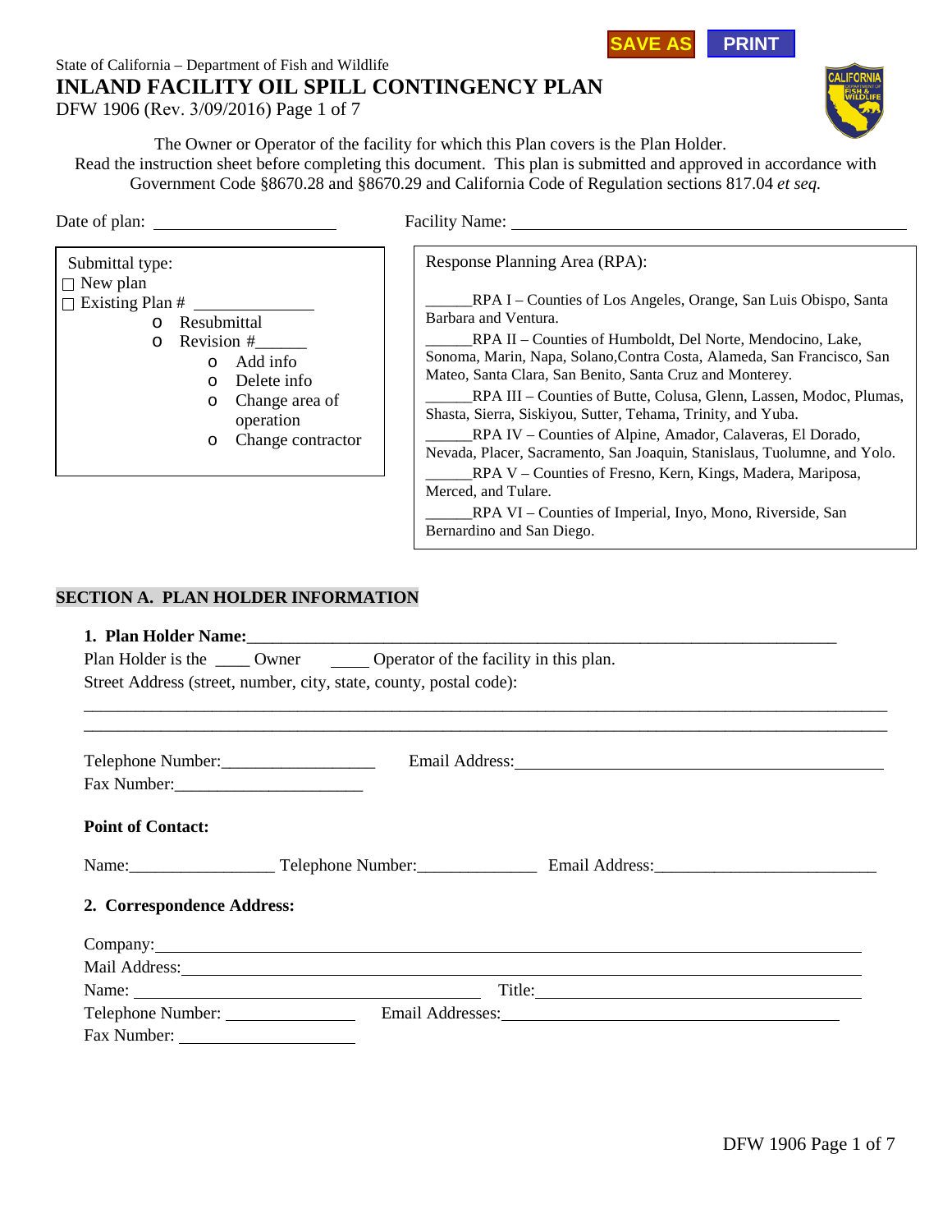SAVE AS PRINT

State of California – Department of Fish and Wildlife

# INLAND FACILITY OIL SPILL CONTINGENCY PLAN

DFW 1906 (Rev. 3/09/2016) Page 1 of 7

The Owner or Operator of the facility for which this Plan covers is the Plan Holder.
Read the instruction sheet before completing this document. This plan is submitted and approved in accordance with Government Code §8670.28 and §8670.29 and California Code of Regulation sections 817.04 *et seq.*

Date of plan: ____________________ Facility Name: ____________________

Submittal type:

- ☐ New plan
- ☐ Existing Plan # ____________
  - o Resubmittal
  - o Revision #______
    - o Add info
    - o Delete info
    - o Change area of operation
    - o Change contractor

Response Planning Area (RPA):

______RPA I – Counties of Los Angeles, Orange, San Luis Obispo, Santa Barbara and Ventura.

______RPA II – Counties of Humboldt, Del Norte, Mendocino, Lake, Sonoma, Marin, Napa, Solano,Contra Costa, Alameda, San Francisco, San Mateo, Santa Clara, San Benito, Santa Cruz and Monterey.

______RPA III – Counties of Butte, Colusa, Glenn, Lassen, Modoc, Plumas, Shasta, Sierra, Siskiyou, Sutter, Tehama, Trinity, and Yuba.

______RPA IV – Counties of Alpine, Amador, Calaveras, El Dorado, Nevada, Placer, Sacramento, San Joaquin, Stanislaus, Tuolumne, and Yolo.

______RPA V – Counties of Fresno, Kern, Kings, Madera, Mariposa, Merced, and Tulare.

______RPA VI – Counties of Imperial, Inyo, Mono, Riverside, San Bernardino and San Diego.

## SECTION A. PLAN HOLDER INFORMATION

**1. Plan Holder Name:**____________________________________________

Plan Holder is the ____ Owner _____ Operator of the facility in this plan.

Street Address (street, number, city, state, county, postal code):

________________________________________________________________

________________________________________________________________

Telephone Number:__________________ Email Address:____________________

Fax Number:______________________

**Point of Contact:**

Name:________________ Telephone Number:_____________ Email Address:_______________________

**2. Correspondence Address:**

Company:____________________________________________

Mail Address:____________________________________________

Name: ______________________ Title:______________________

Telephone Number: ______________ Email Addresses:______________________

Fax Number: ________________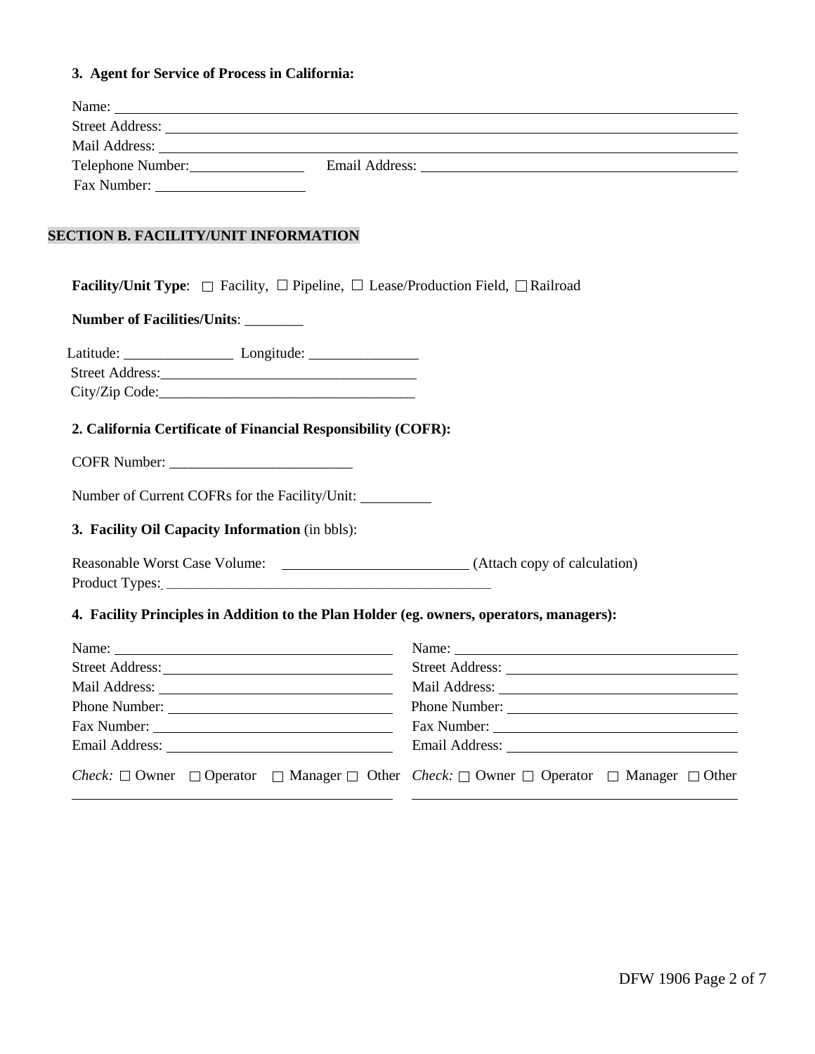**3. Agent for Service of Process in California:**

Name: ______________________________________________

Street Address: ______________________________________________

Mail Address: ______________________________________________

Telephone Number: ________________ Email Address: ______________________________

Fax Number: ____________________

## SECTION B. FACILITY/UNIT INFORMATION

**Facility/Unit Type**: ☐ Facility, ☐ Pipeline, ☐ Lease/Production Field, ☐ Railroad

**Number of Facilities/Units**: ________

Latitude: _______________ Longitude: _______________

Street Address:__________________________________

City/Zip Code:__________________________________

**2. California Certificate of Financial Responsibility (COFR):**

COFR Number: ________________________

Number of Current COFRs for the Facility/Unit: __________

**3. Facility Oil Capacity Information** (in bbls):

Reasonable Worst Case Volume: ________________________ (Attach copy of calculation)

Product Types: ______________________________________________

**4. Facility Principles in Addition to the Plan Holder (eg. owners, operators, managers):**

Name: ______________________________

Street Address: ______________________________

Mail Address: ______________________________

Phone Number: ______________________________

Fax Number: ______________________________

Email Address: ______________________________

*Check:* ☐ Owner ☐ Operator ☐ Manager ☐ Other ______________________________

Name: ______________________________

Street Address: ______________________________

Mail Address: ______________________________

Phone Number: ______________________________

Fax Number: ______________________________

Email Address: ______________________________

*Check:* ☐ Owner ☐ Operator ☐ Manager ☐ Other ______________________________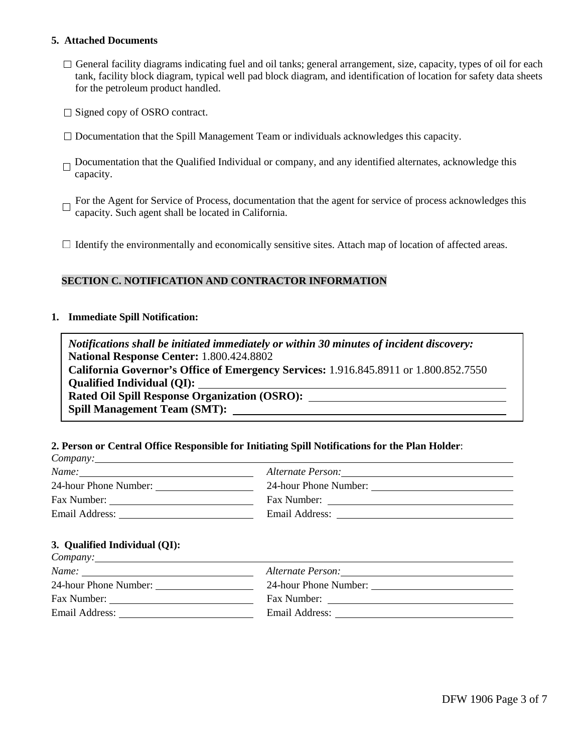**5. Attached Documents**

- ☐ General facility diagrams indicating fuel and oil tanks; general arrangement, size, capacity, types of oil for each tank, facility block diagram, typical well pad block diagram, and identification of location for safety data sheets for the petroleum product handled.
- ☐ Signed copy of OSRO contract.
- ☐ Documentation that the Spill Management Team or individuals acknowledges this capacity.
- ☐ Documentation that the Qualified Individual or company, and any identified alternates, acknowledge this capacity.
- ☐ For the Agent for Service of Process, documentation that the agent for service of process acknowledges this capacity. Such agent shall be located in California.
- ☐ Identify the environmentally and economically sensitive sites. Attach map of location of affected areas.

## SECTION C. NOTIFICATION AND CONTRACTOR INFORMATION

**1. Immediate Spill Notification:**

***Notifications shall be initiated immediately or within 30 minutes of incident discovery:***
**National Response Center:** 1.800.424.8802
**California Governor's Office of Emergency Services:** 1.916.845.8911 or 1.800.852.7550
**Qualified Individual (QI):** ______________________________
**Rated Oil Spill Response Organization (OSRO):** ______________________________
**Spill Management Team (SMT):** ______________________________

**2. Person or Central Office Responsible for Initiating Spill Notifications for the Plan Holder**:

*Company:* ______________________________

| | |
|---|---|
| *Name:* ______________ | *Alternate Person:* ______________ |
| 24-hour Phone Number: ______________ | 24-hour Phone Number: ______________ |
| Fax Number: ______________ | Fax Number: ______________ |
| Email Address: ______________ | Email Address: ______________ |

**3. Qualified Individual (QI):**

*Company:* ______________________________

| | |
|---|---|
| *Name:* ______________ | *Alternate Person:* ______________ |
| 24-hour Phone Number: ______________ | 24-hour Phone Number: ______________ |
| Fax Number: ______________ | Fax Number: ______________ |
| Email Address: ______________ | Email Address: ______________ |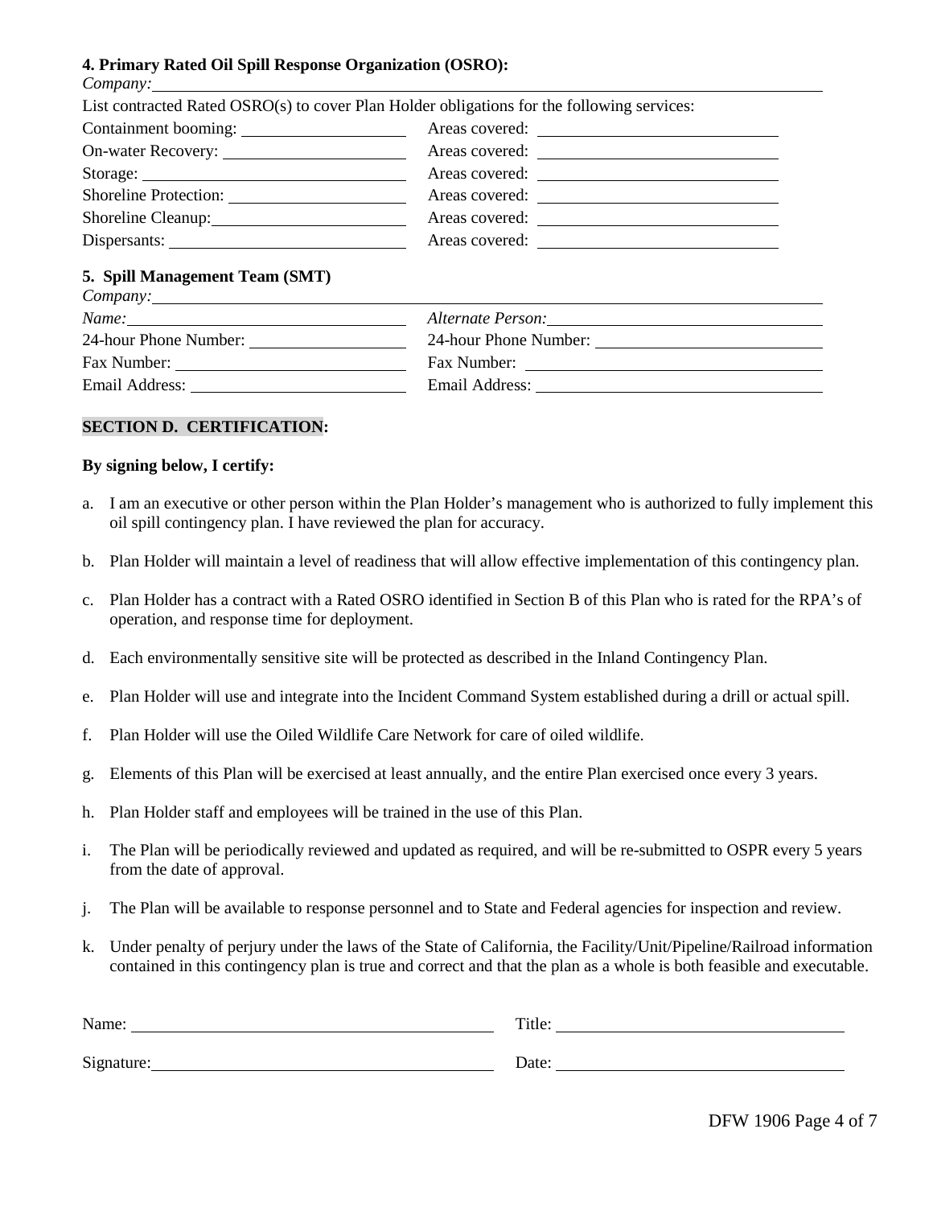**4. Primary Rated Oil Spill Response Organization (OSRO):**

*Company:* \_\_\_\_\_\_\_\_\_\_\_\_\_\_\_\_\_\_\_\_\_\_\_\_\_\_\_\_\_\_\_\_\_\_\_\_\_\_\_\_

List contracted Rated OSRO(s) to cover Plan Holder obligations for the following services:

| | |
|---|---|
| Containment booming: \_\_\_\_\_\_\_\_\_\_\_\_ | Areas covered: \_\_\_\_\_\_\_\_\_\_\_\_ |
| On-water Recovery: \_\_\_\_\_\_\_\_\_\_\_\_ | Areas covered: \_\_\_\_\_\_\_\_\_\_\_\_ |
| Storage: \_\_\_\_\_\_\_\_\_\_\_\_ | Areas covered: \_\_\_\_\_\_\_\_\_\_\_\_ |
| Shoreline Protection: \_\_\_\_\_\_\_\_\_\_\_\_ | Areas covered: \_\_\_\_\_\_\_\_\_\_\_\_ |
| Shoreline Cleanup: \_\_\_\_\_\_\_\_\_\_\_\_ | Areas covered: \_\_\_\_\_\_\_\_\_\_\_\_ |
| Dispersants: \_\_\_\_\_\_\_\_\_\_\_\_ | Areas covered: \_\_\_\_\_\_\_\_\_\_\_\_ |

**5. Spill Management Team (SMT)**

*Company:* \_\_\_\_\_\_\_\_\_\_\_\_\_\_\_\_\_\_\_\_\_\_\_\_\_\_\_\_\_\_\_\_\_\_\_\_\_\_\_\_

| | |
|---|---|
| *Name:* \_\_\_\_\_\_\_\_\_\_\_\_ | *Alternate Person:* \_\_\_\_\_\_\_\_\_\_\_\_ |
| 24-hour Phone Number: \_\_\_\_\_\_\_\_\_\_\_\_ | 24-hour Phone Number: \_\_\_\_\_\_\_\_\_\_\_\_ |
| Fax Number: \_\_\_\_\_\_\_\_\_\_\_\_ | Fax Number: \_\_\_\_\_\_\_\_\_\_\_\_ |
| Email Address: \_\_\_\_\_\_\_\_\_\_\_\_ | Email Address: \_\_\_\_\_\_\_\_\_\_\_\_ |

## SECTION D. CERTIFICATION:

**By signing below, I certify:**

a. I am an executive or other person within the Plan Holder's management who is authorized to fully implement this oil spill contingency plan. I have reviewed the plan for accuracy.

b. Plan Holder will maintain a level of readiness that will allow effective implementation of this contingency plan.

c. Plan Holder has a contract with a Rated OSRO identified in Section B of this Plan who is rated for the RPA's of operation, and response time for deployment.

d. Each environmentally sensitive site will be protected as described in the Inland Contingency Plan.

e. Plan Holder will use and integrate into the Incident Command System established during a drill or actual spill.

f. Plan Holder will use the Oiled Wildlife Care Network for care of oiled wildlife.

g. Elements of this Plan will be exercised at least annually, and the entire Plan exercised once every 3 years.

h. Plan Holder staff and employees will be trained in the use of this Plan.

i. The Plan will be periodically reviewed and updated as required, and will be re-submitted to OSPR every 5 years from the date of approval.

j. The Plan will be available to response personnel and to State and Federal agencies for inspection and review.

k. Under penalty of perjury under the laws of the State of California, the Facility/Unit/Pipeline/Railroad information contained in this contingency plan is true and correct and that the plan as a whole is both feasible and executable.

| | |
|---|---|
| Name: \_\_\_\_\_\_\_\_\_\_\_\_\_\_\_\_ | Title: \_\_\_\_\_\_\_\_\_\_\_\_\_\_\_\_ |
| Signature: \_\_\_\_\_\_\_\_\_\_\_\_\_\_\_\_ | Date: \_\_\_\_\_\_\_\_\_\_\_\_\_\_\_\_ |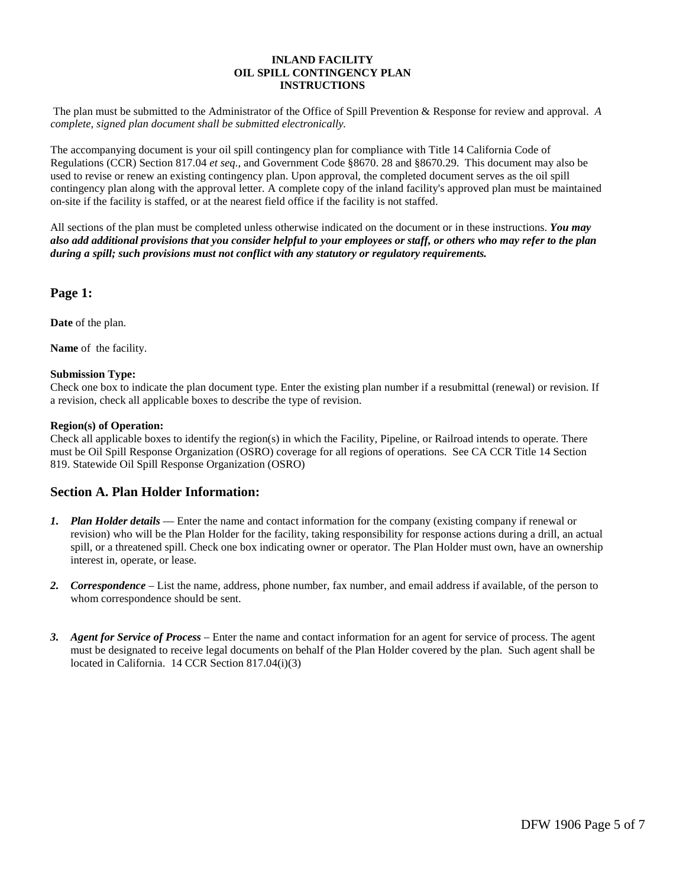# INLAND FACILITY
# OIL SPILL CONTINGENCY PLAN
# INSTRUCTIONS

The plan must be submitted to the Administrator of the Office of Spill Prevention & Response for review and approval. *A complete, signed plan document shall be submitted electronically.*

The accompanying document is your oil spill contingency plan for compliance with Title 14 California Code of Regulations (CCR) Section 817.04 *et seq.*, and Government Code §8670. 28 and §8670.29. This document may also be used to revise or renew an existing contingency plan. Upon approval, the completed document serves as the oil spill contingency plan along with the approval letter. A complete copy of the inland facility's approved plan must be maintained on-site if the facility is staffed, or at the nearest field office if the facility is not staffed.

All sections of the plan must be completed unless otherwise indicated on the document or in these instructions. ***You may also add additional provisions that you consider helpful to your employees or staff, or others who may refer to the plan during a spill; such provisions must not conflict with any statutory or regulatory requirements.***

## Page 1:

**Date** of the plan.

**Name** of the facility.

**Submission Type:**
Check one box to indicate the plan document type. Enter the existing plan number if a resubmittal (renewal) or revision. If a revision, check all applicable boxes to describe the type of revision.

**Region(s) of Operation:**
Check all applicable boxes to identify the region(s) in which the Facility, Pipeline, or Railroad intends to operate. There must be Oil Spill Response Organization (OSRO) coverage for all regions of operations. See CA CCR Title 14 Section 819. Statewide Oil Spill Response Organization (OSRO)

## Section A. Plan Holder Information:

1. ***Plan Holder details*** — Enter the name and contact information for the company (existing company if renewal or revision) who will be the Plan Holder for the facility, taking responsibility for response actions during a drill, an actual spill, or a threatened spill. Check one box indicating owner or operator. The Plan Holder must own, have an ownership interest in, operate, or lease.

2. ***Correspondence*** – List the name, address, phone number, fax number, and email address if available, of the person to whom correspondence should be sent.

3. ***Agent for Service of Process*** – Enter the name and contact information for an agent for service of process. The agent must be designated to receive legal documents on behalf of the Plan Holder covered by the plan. Such agent shall be located in California. 14 CCR Section 817.04(i)(3)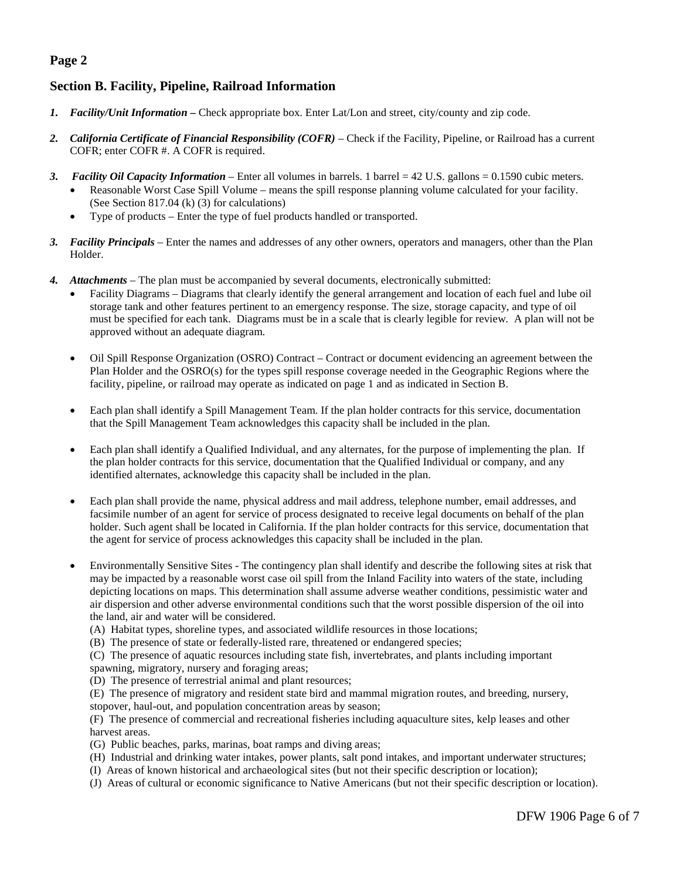**Page 2**

## Section B. Facility, Pipeline, Railroad Information

1. ***Facility/Unit Information –*** Check appropriate box. Enter Lat/Lon and street, city/county and zip code.

2. ***California Certificate of Financial Responsibility (COFR)*** – Check if the Facility, Pipeline, or Railroad has a current COFR; enter COFR #. A COFR is required.

3. ***Facility Oil Capacity Information*** – Enter all volumes in barrels. 1 barrel = 42 U.S. gallons = 0.1590 cubic meters.
   - Reasonable Worst Case Spill Volume – means the spill response planning volume calculated for your facility. (See Section 817.04 (k) (3) for calculations)
   - Type of products – Enter the type of fuel products handled or transported.

3. ***Facility Principals*** – Enter the names and addresses of any other owners, operators and managers, other than the Plan Holder.

4. ***Attachments*** – The plan must be accompanied by several documents, electronically submitted:
   - Facility Diagrams – Diagrams that clearly identify the general arrangement and location of each fuel and lube oil storage tank and other features pertinent to an emergency response. The size, storage capacity, and type of oil must be specified for each tank. Diagrams must be in a scale that is clearly legible for review. A plan will not be approved without an adequate diagram.

   - Oil Spill Response Organization (OSRO) Contract – Contract or document evidencing an agreement between the Plan Holder and the OSRO(s) for the types spill response coverage needed in the Geographic Regions where the facility, pipeline, or railroad may operate as indicated on page 1 and as indicated in Section B.

   - Each plan shall identify a Spill Management Team. If the plan holder contracts for this service, documentation that the Spill Management Team acknowledges this capacity shall be included in the plan.

   - Each plan shall identify a Qualified Individual, and any alternates, for the purpose of implementing the plan. If the plan holder contracts for this service, documentation that the Qualified Individual or company, and any identified alternates, acknowledge this capacity shall be included in the plan.

   - Each plan shall provide the name, physical address and mail address, telephone number, email addresses, and facsimile number of an agent for service of process designated to receive legal documents on behalf of the plan holder. Such agent shall be located in California. If the plan holder contracts for this service, documentation that the agent for service of process acknowledges this capacity shall be included in the plan.

   - Environmentally Sensitive Sites - The contingency plan shall identify and describe the following sites at risk that may be impacted by a reasonable worst case oil spill from the Inland Facility into waters of the state, including depicting locations on maps. This determination shall assume adverse weather conditions, pessimistic water and air dispersion and other adverse environmental conditions such that the worst possible dispersion of the oil into the land, air and water will be considered.

     (A) Habitat types, shoreline types, and associated wildlife resources in those locations;
     (B) The presence of state or federally-listed rare, threatened or endangered species;
     (C) The presence of aquatic resources including state fish, invertebrates, and plants including important spawning, migratory, nursery and foraging areas;
     (D) The presence of terrestrial animal and plant resources;
     (E) The presence of migratory and resident state bird and mammal migration routes, and breeding, nursery, stopover, haul-out, and population concentration areas by season;
     (F) The presence of commercial and recreational fisheries including aquaculture sites, kelp leases and other harvest areas.
     (G) Public beaches, parks, marinas, boat ramps and diving areas;
     (H) Industrial and drinking water intakes, power plants, salt pond intakes, and important underwater structures;
     (I) Areas of known historical and archaeological sites (but not their specific description or location);
     (J) Areas of cultural or economic significance to Native Americans (but not their specific description or location).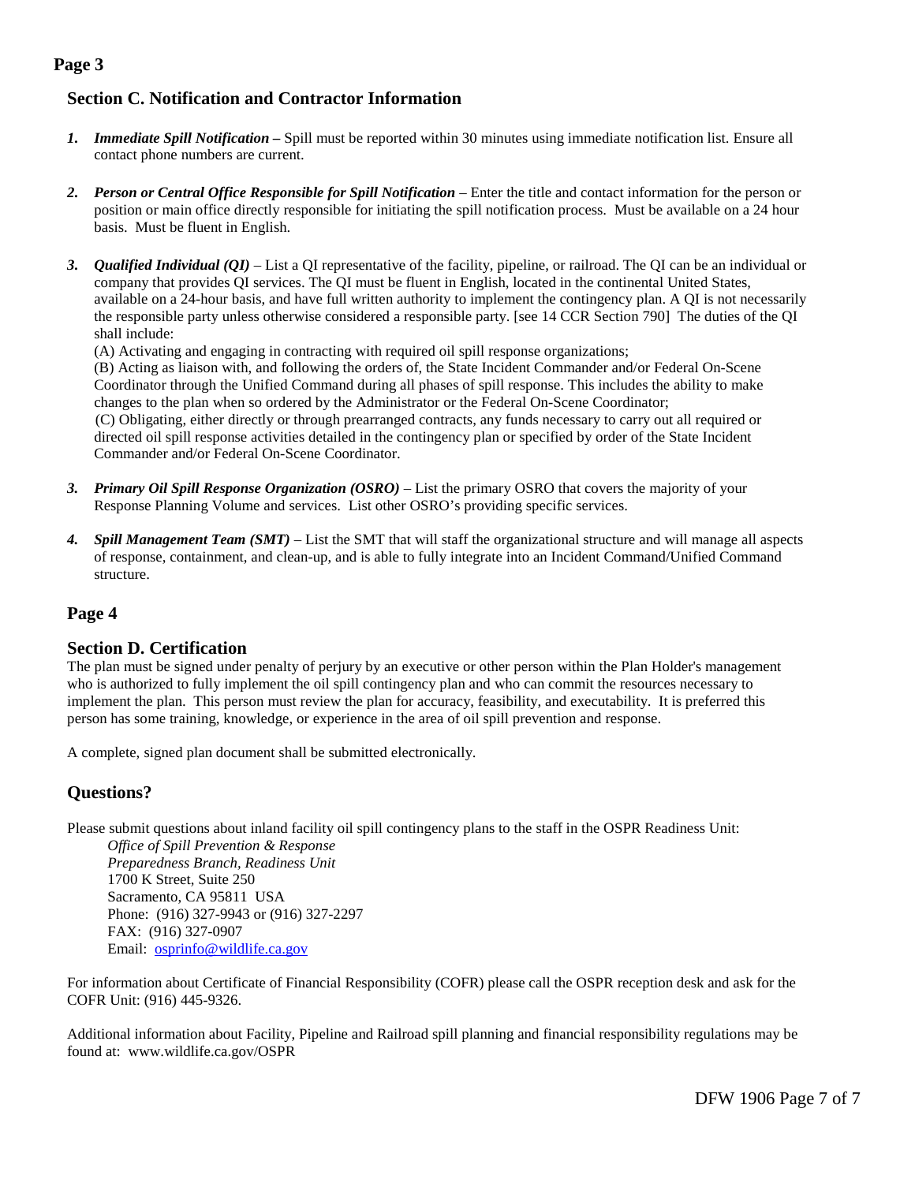## Page 3

### Section C. Notification and Contractor Information

1. ***Immediate Spill Notification –*** Spill must be reported within 30 minutes using immediate notification list. Ensure all contact phone numbers are current.

2. ***Person or Central Office Responsible for Spill Notification*** – Enter the title and contact information for the person or position or main office directly responsible for initiating the spill notification process. Must be available on a 24 hour basis. Must be fluent in English.

3. ***Qualified Individual (QI)*** – List a QI representative of the facility, pipeline, or railroad. The QI can be an individual or company that provides QI services. The QI must be fluent in English, located in the continental United States, available on a 24-hour basis, and have full written authority to implement the contingency plan. A QI is not necessarily the responsible party unless otherwise considered a responsible party. [see 14 CCR Section 790] The duties of the QI shall include:
   (A) Activating and engaging in contracting with required oil spill response organizations;
   (B) Acting as liaison with, and following the orders of, the State Incident Commander and/or Federal On-Scene Coordinator through the Unified Command during all phases of spill response. This includes the ability to make changes to the plan when so ordered by the Administrator or the Federal On-Scene Coordinator;
   (C) Obligating, either directly or through prearranged contracts, any funds necessary to carry out all required or directed oil spill response activities detailed in the contingency plan or specified by order of the State Incident Commander and/or Federal On-Scene Coordinator.

3. ***Primary Oil Spill Response Organization (OSRO)*** – List the primary OSRO that covers the majority of your Response Planning Volume and services. List other OSRO's providing specific services.

4. ***Spill Management Team (SMT)*** – List the SMT that will staff the organizational structure and will manage all aspects of response, containment, and clean-up, and is able to fully integrate into an Incident Command/Unified Command structure.

## Page 4

### Section D. Certification

The plan must be signed under penalty of perjury by an executive or other person within the Plan Holder's management who is authorized to fully implement the oil spill contingency plan and who can commit the resources necessary to implement the plan. This person must review the plan for accuracy, feasibility, and executability. It is preferred this person has some training, knowledge, or experience in the area of oil spill prevention and response.

A complete, signed plan document shall be submitted electronically.

### Questions?

Please submit questions about inland facility oil spill contingency plans to the staff in the OSPR Readiness Unit:

*Office of Spill Prevention & Response*
*Preparedness Branch, Readiness Unit*
1700 K Street, Suite 250
Sacramento, CA 95811 USA
Phone: (916) 327-9943 or (916) 327-2297
FAX: (916) 327-0907
Email: osprinfo@wildlife.ca.gov

For information about Certificate of Financial Responsibility (COFR) please call the OSPR reception desk and ask for the COFR Unit: (916) 445-9326.

Additional information about Facility, Pipeline and Railroad spill planning and financial responsibility regulations may be found at: www.wildlife.ca.gov/OSPR